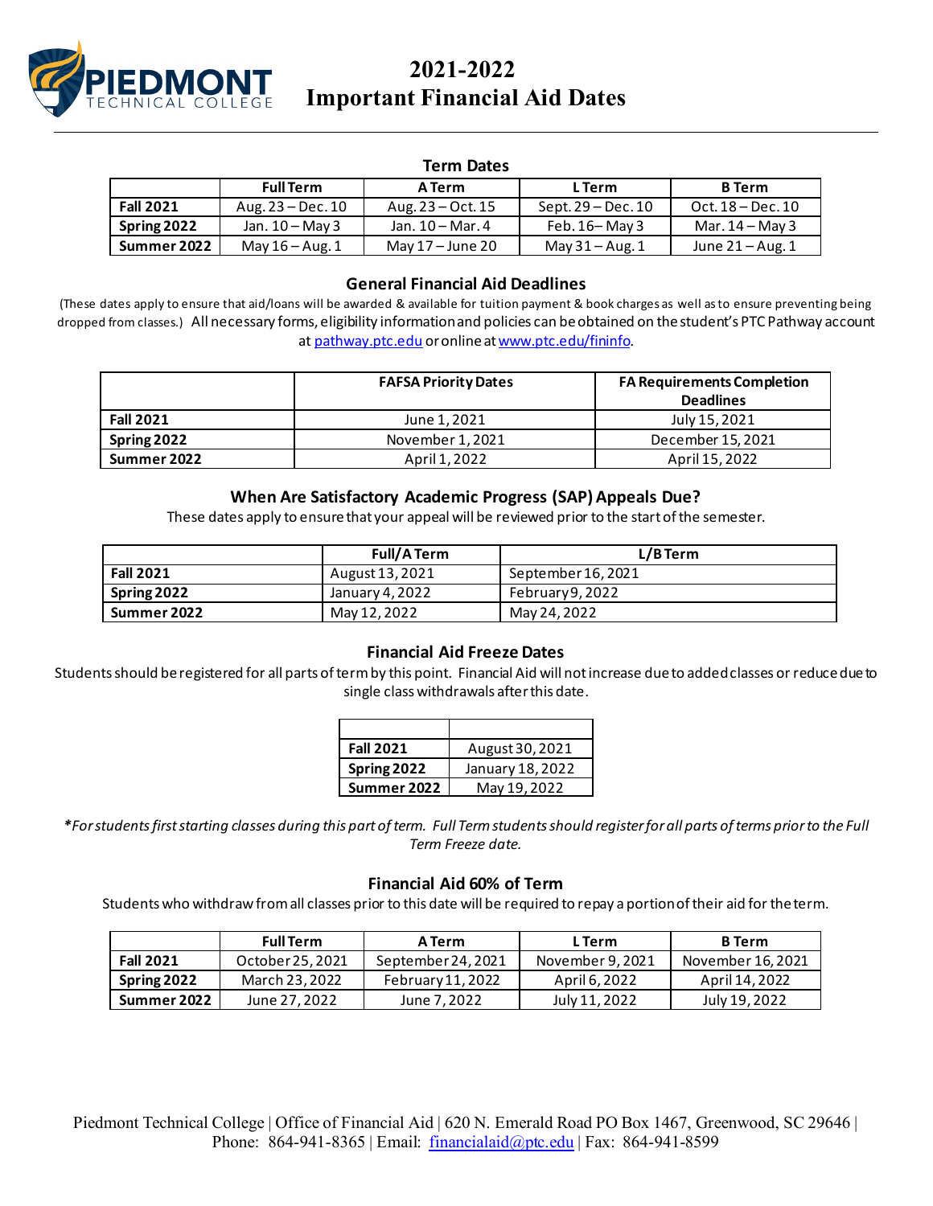# 2021-2022 Important Financial Aid Dates

PIEDMONT TECHNICAL COLLEGE

## Term Dates

| | Full Term | A Term | L Term | B Term |
|---|---|---|---|---|
| **Fall 2021** | Aug. 23 – Dec. 10 | Aug. 23 – Oct. 15 | Sept. 29 – Dec. 10 | Oct. 18 – Dec. 10 |
| **Spring 2022** | Jan. 10 – May 3 | Jan. 10 – Mar. 4 | Feb. 16– May 3 | Mar. 14 – May 3 |
| **Summer 2022** | May 16 – Aug. 1 | May 17 – June 20 | May 31 – Aug. 1 | June 21 – Aug. 1 |

## General Financial Aid Deadlines

(These dates apply to ensure that aid/loans will be awarded & available for tuition payment & book charges as well as to ensure preventing being dropped from classes.) All necessary forms, eligibility information and policies can be obtained on the student's PTC Pathway account at pathway.ptc.edu or online at www.ptc.edu/fininfo.

| | FAFSA Priority Dates | FA Requirements Completion Deadlines |
|---|---|---|
| **Fall 2021** | June 1, 2021 | July 15, 2021 |
| **Spring 2022** | November 1, 2021 | December 15, 2021 |
| **Summer 2022** | April 1, 2022 | April 15, 2022 |

## When Are Satisfactory Academic Progress (SAP) Appeals Due?

These dates apply to ensure that your appeal will be reviewed prior to the start of the semester.

| | Full/A Term | L/B Term |
|---|---|---|
| **Fall 2021** | August 13, 2021 | September 16, 2021 |
| **Spring 2022** | January 4, 2022 | February 9, 2022 |
| **Summer 2022** | May 12, 2022 | May 24, 2022 |

## Financial Aid Freeze Dates

Students should be registered for all parts of term by this point. Financial Aid will not increase due to added classes or reduce due to single class withdrawals after this date.

| | |
|---|---|
| **Fall 2021** | August 30, 2021 |
| **Spring 2022** | January 18, 2022 |
| **Summer 2022** | May 19, 2022 |

*\*For students first starting classes during this part of term. Full Term students should register for all parts of terms prior to the Full Term Freeze date.*

## Financial Aid 60% of Term

Students who withdraw from all classes prior to this date will be required to repay a portion of their aid for the term.

| | Full Term | A Term | L Term | B Term |
|---|---|---|---|---|
| **Fall 2021** | October 25, 2021 | September 24, 2021 | November 9, 2021 | November 16, 2021 |
| **Spring 2022** | March 23, 2022 | February 11, 2022 | April 6, 2022 | April 14, 2022 |
| **Summer 2022** | June 27, 2022 | June 7, 2022 | July 11, 2022 | July 19, 2022 |

Piedmont Technical College | Office of Financial Aid | 620 N. Emerald Road PO Box 1467, Greenwood, SC 29646 | Phone: 864-941-8365 | Email: financialaid@ptc.edu | Fax: 864-941-8599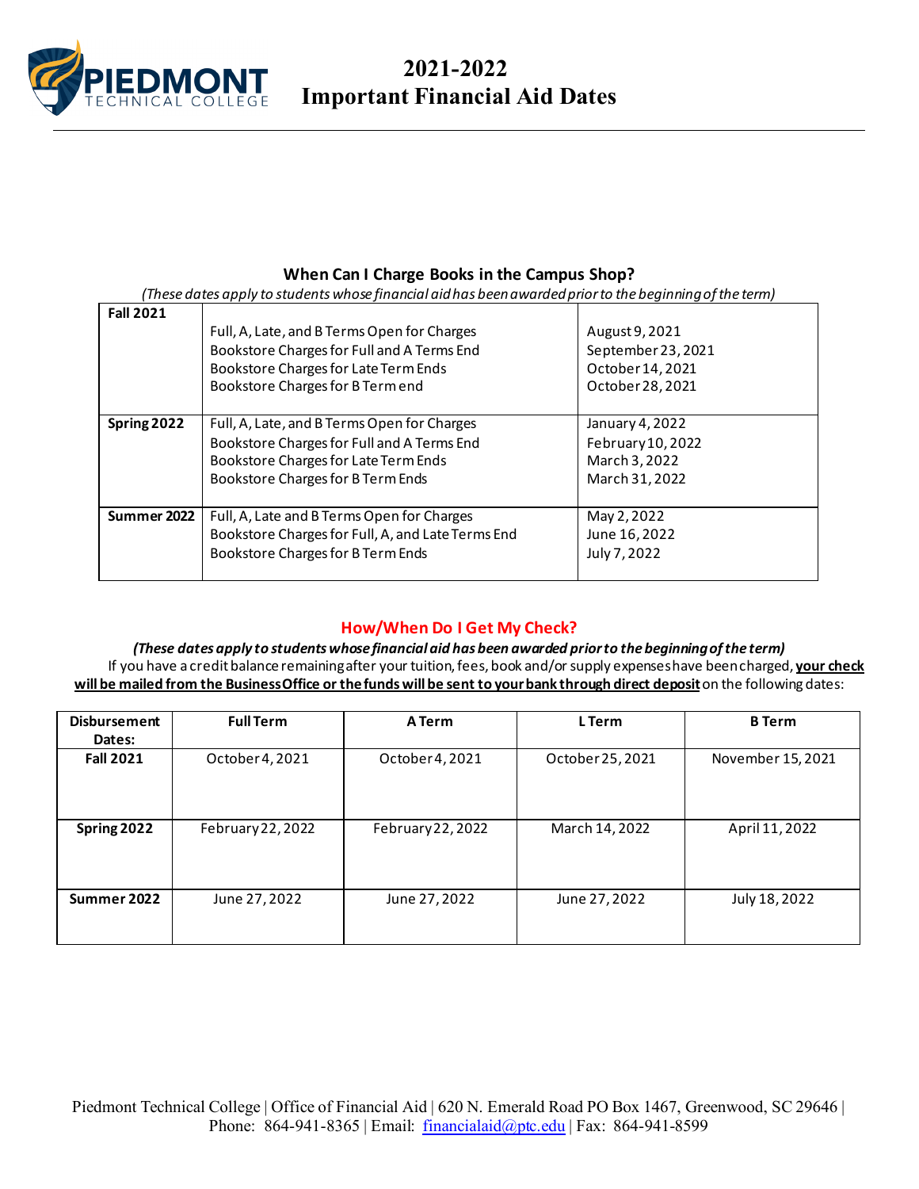# 2021-2022 Important Financial Aid Dates

## When Can I Charge Books in the Campus Shop?

*(These dates apply to students whose financial aid has been awarded prior to the beginning of the term)*

| | | |
|---|---|---|
| **Fall 2021** | Full, A, Late, and B Terms Open for Charges<br>Bookstore Charges for Full and A Terms End<br>Bookstore Charges for Late Term Ends<br>Bookstore Charges for B Term end | August 9, 2021<br>September 23, 2021<br>October 14, 2021<br>October 28, 2021 |
| **Spring 2022** | Full, A, Late, and B Terms Open for Charges<br>Bookstore Charges for Full and A Terms End<br>Bookstore Charges for Late Term Ends<br>Bookstore Charges for B Term Ends | January 4, 2022<br>February 10, 2022<br>March 3, 2022<br>March 31, 2022 |
| **Summer 2022** | Full, A, Late and B Terms Open for Charges<br>Bookstore Charges for Full, A, and Late Terms End<br>Bookstore Charges for B Term Ends | May 2, 2022<br>June 16, 2022<br>July 7, 2022 |

## How/When Do I Get My Check?

***(These dates apply to students whose financial aid has been awarded prior to the beginning of the term)***

If you have a credit balance remaining after your tuition, fees, book and/or supply expenses have been charged, **your check will be mailed from the Business Office or the funds will be sent to your bank through direct deposit** on the following dates:

| Disbursement Dates: | Full Term | A Term | L Term | B Term |
|---|---|---|---|---|
| **Fall 2021** | October 4, 2021 | October 4, 2021 | October 25, 2021 | November 15, 2021 |
| **Spring 2022** | February 22, 2022 | February 22, 2022 | March 14, 2022 | April 11, 2022 |
| **Summer 2022** | June 27, 2022 | June 27, 2022 | June 27, 2022 | July 18, 2022 |

Piedmont Technical College | Office of Financial Aid | 620 N. Emerald Road PO Box 1467, Greenwood, SC 29646 | Phone: 864-941-8365 | Email: financialaid@ptc.edu | Fax: 864-941-8599